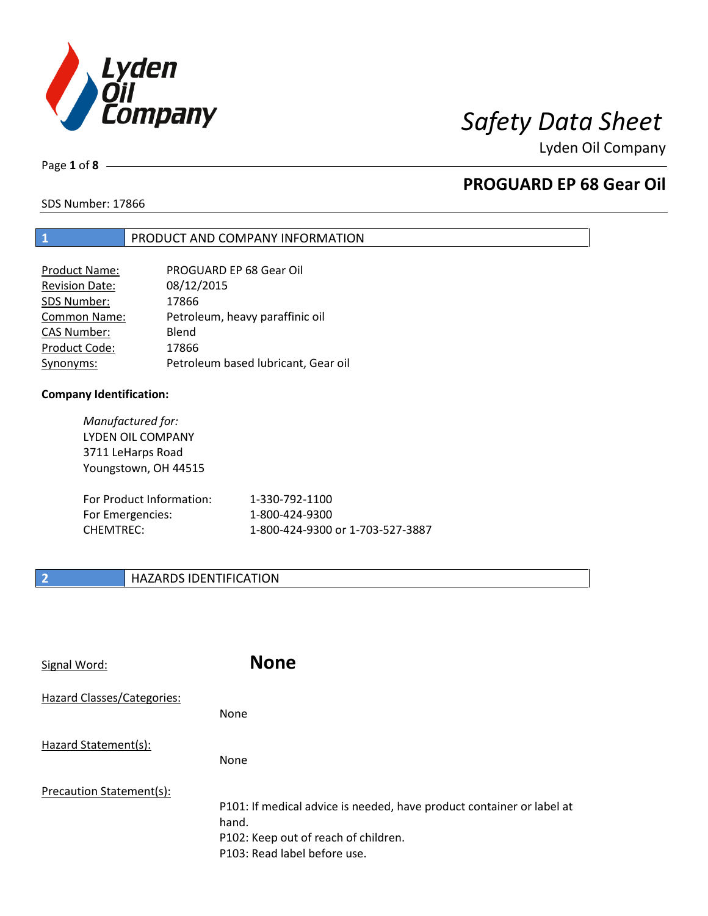# Safety Data Sheet

Lyden Oil Company

## PROGUARD EP 68 Gear Oil

SDS Number: 17866

## 1 PRODUCT AND COMPANY INFORMATION

| | |
|---|---|
| Product Name: | PROGUARD EP 68 Gear Oil |
| Revision Date: | 08/12/2015 |
| SDS Number: | 17866 |
| Common Name: | Petroleum, heavy paraffinic oil |
| CAS Number: | Blend |
| Product Code: | 17866 |
| Synonyms: | Petroleum based lubricant, Gear oil |

**Company Identification:**

*Manufactured for:*
LYDEN OIL COMPANY
3711 LeHarps Road
Youngstown, OH 44515

| | |
|---|---|
| For Product Information: | 1-330-792-1100 |
| For Emergencies: | 1-800-424-9300 |
| CHEMTREC: | 1-800-424-9300 or 1-703-527-3887 |

## 2 HAZARDS IDENTIFICATION

Signal Word: **None**

Hazard Classes/Categories:

None

Hazard Statement(s):

None

Precaution Statement(s):

P101: If medical advice is needed, have product container or label at hand.
P102: Keep out of reach of children.
P103: Read label before use.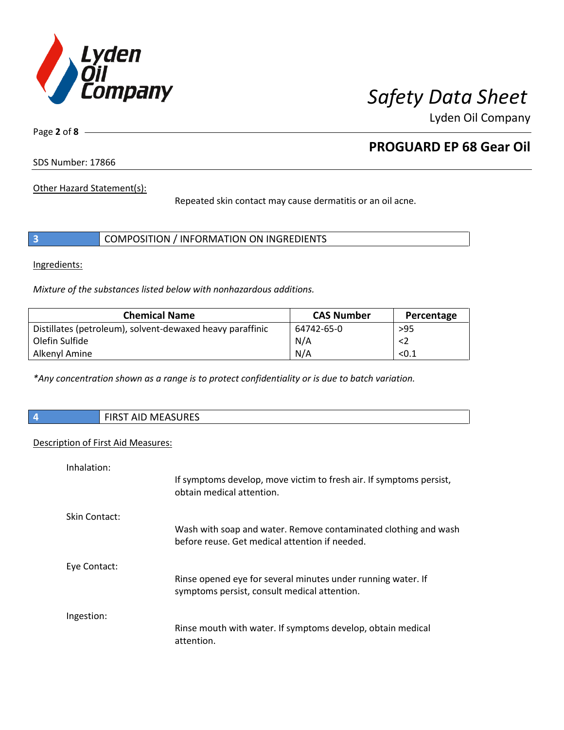Other Hazard Statement(s):

Repeated skin contact may cause dermatitis or an oil acne.

## 3 COMPOSITION / INFORMATION ON INGREDIENTS

Ingredients:

*Mixture of the substances listed below with nonhazardous additions.*

| Chemical Name | CAS Number | Percentage |
|---|---|---|
| Distillates (petroleum), solvent-dewaxed heavy paraffinic | 64742-65-0 | >95 |
| Olefin Sulfide | N/A | <2 |
| Alkenyl Amine | N/A | <0.1 |

*\*Any concentration shown as a range is to protect confidentiality or is due to batch variation.*

## 4 FIRST AID MEASURES

Description of First Aid Measures:

Inhalation:

If symptoms develop, move victim to fresh air. If symptoms persist, obtain medical attention.

Skin Contact:

Wash with soap and water. Remove contaminated clothing and wash before reuse. Get medical attention if needed.

Eye Contact:

Rinse opened eye for several minutes under running water. If symptoms persist, consult medical attention.

Ingestion:

Rinse mouth with water. If symptoms develop, obtain medical attention.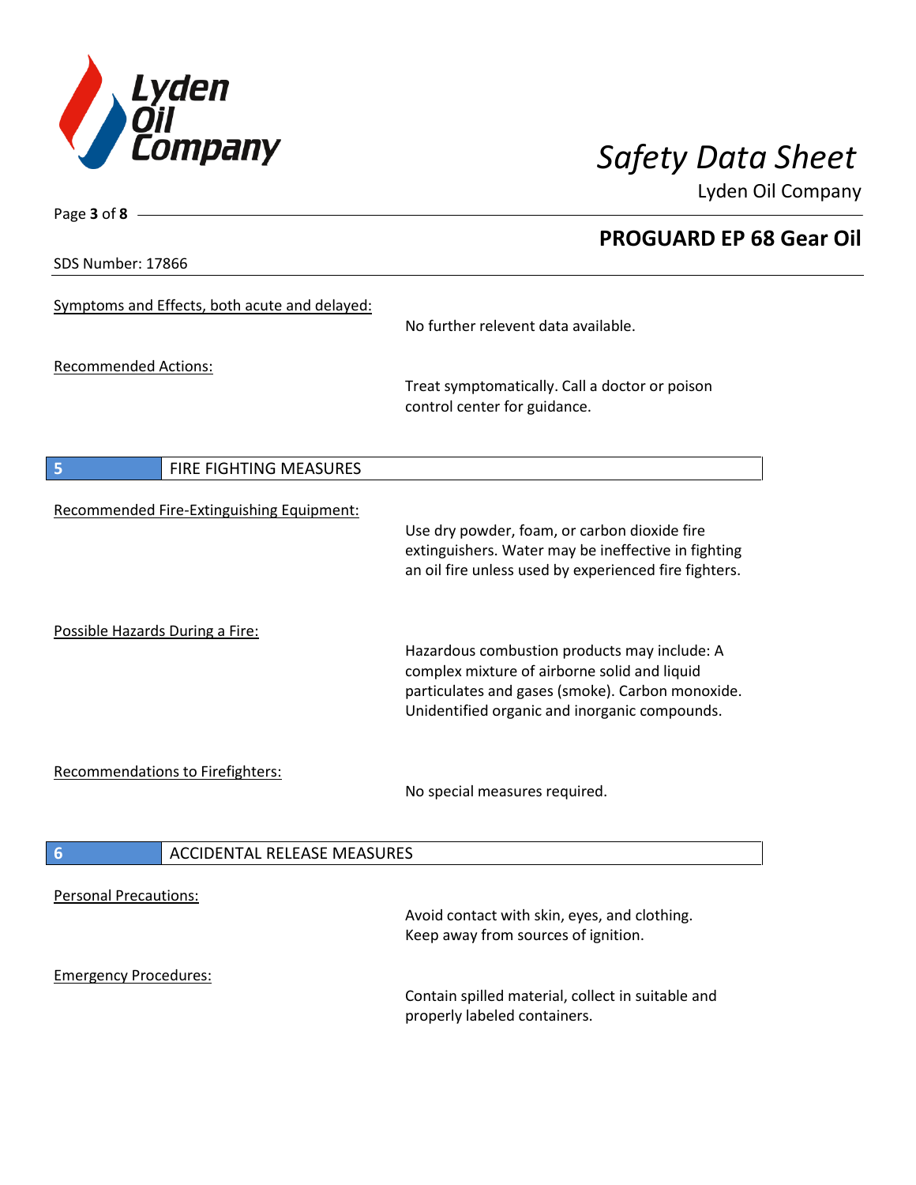Symptoms and Effects, both acute and delayed:

No further relevent data available.

Recommended Actions:

Treat symptomatically. Call a doctor or poison control center for guidance.

## 5 FIRE FIGHTING MEASURES

Recommended Fire-Extinguishing Equipment:

Use dry powder, foam, or carbon dioxide fire extinguishers. Water may be ineffective in fighting an oil fire unless used by experienced fire fighters.

Possible Hazards During a Fire:

Hazardous combustion products may include: A complex mixture of airborne solid and liquid particulates and gases (smoke). Carbon monoxide. Unidentified organic and inorganic compounds.

Recommendations to Firefighters:

No special measures required.

## 6 ACCIDENTAL RELEASE MEASURES

Personal Precautions:

Avoid contact with skin, eyes, and clothing. Keep away from sources of ignition.

Emergency Procedures:

Contain spilled material, collect in suitable and properly labeled containers.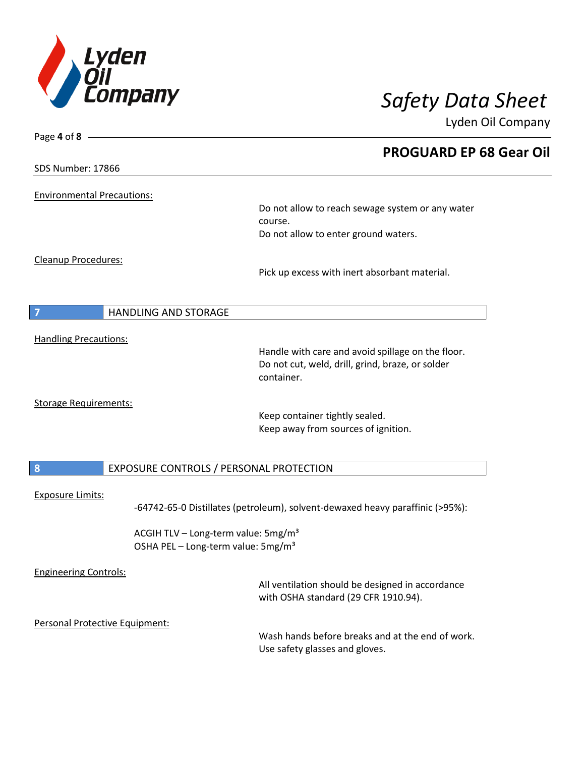SDS Number: 17866

**PROGUARD EP 68 Gear Oil**

Environmental Precautions:

Do not allow to reach sewage system or any water course.
Do not allow to enter ground waters.

Cleanup Procedures:

Pick up excess with inert absorbant material.

## 7 HANDLING AND STORAGE

Handling Precautions:

Handle with care and avoid spillage on the floor.
Do not cut, weld, drill, grind, braze, or solder container.

Storage Requirements:

Keep container tightly sealed.
Keep away from sources of ignition.

## 8 EXPOSURE CONTROLS / PERSONAL PROTECTION

Exposure Limits:

-64742-65-0 Distillates (petroleum), solvent-dewaxed heavy paraffinic (>95%):

ACGIH TLV – Long-term value: 5mg/m³
OSHA PEL – Long-term value: 5mg/m³

Engineering Controls:

All ventilation should be designed in accordance with OSHA standard (29 CFR 1910.94).

Personal Protective Equipment:

Wash hands before breaks and at the end of work.
Use safety glasses and gloves.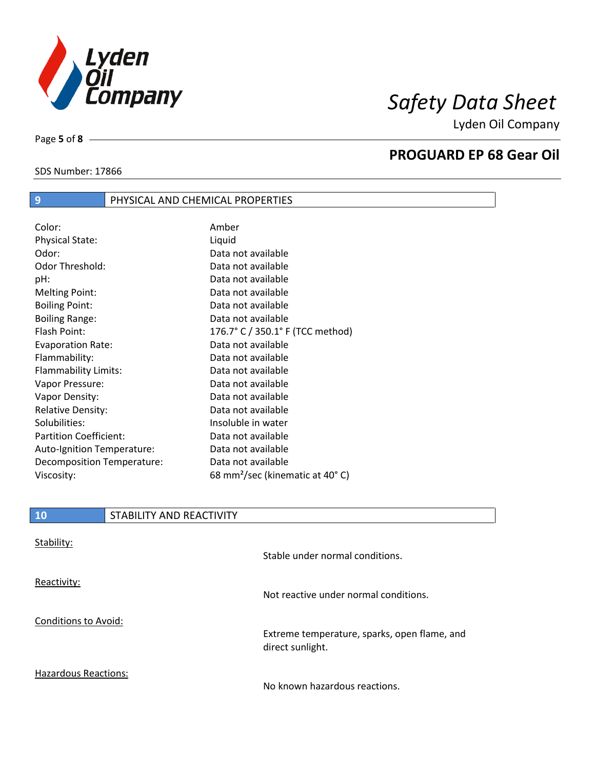## 9 PHYSICAL AND CHEMICAL PROPERTIES

| | |
|---|---|
| Color: | Amber |
| Physical State: | Liquid |
| Odor: | Data not available |
| Odor Threshold: | Data not available |
| pH: | Data not available |
| Melting Point: | Data not available |
| Boiling Point: | Data not available |
| Boiling Range: | Data not available |
| Flash Point: | 176.7° C / 350.1° F (TCC method) |
| Evaporation Rate: | Data not available |
| Flammability: | Data not available |
| Flammability Limits: | Data not available |
| Vapor Pressure: | Data not available |
| Vapor Density: | Data not available |
| Relative Density: | Data not available |
| Solubilities: | Insoluble in water |
| Partition Coefficient: | Data not available |
| Auto-Ignition Temperature: | Data not available |
| Decomposition Temperature: | Data not available |
| Viscosity: | 68 $mm^2$/sec (kinematic at 40° C) |

## 10 STABILITY AND REACTIVITY

Stability:

Stable under normal conditions.

Reactivity:

Not reactive under normal conditions.

Conditions to Avoid:

Extreme temperature, sparks, open flame, and direct sunlight.

Hazardous Reactions:

No known hazardous reactions.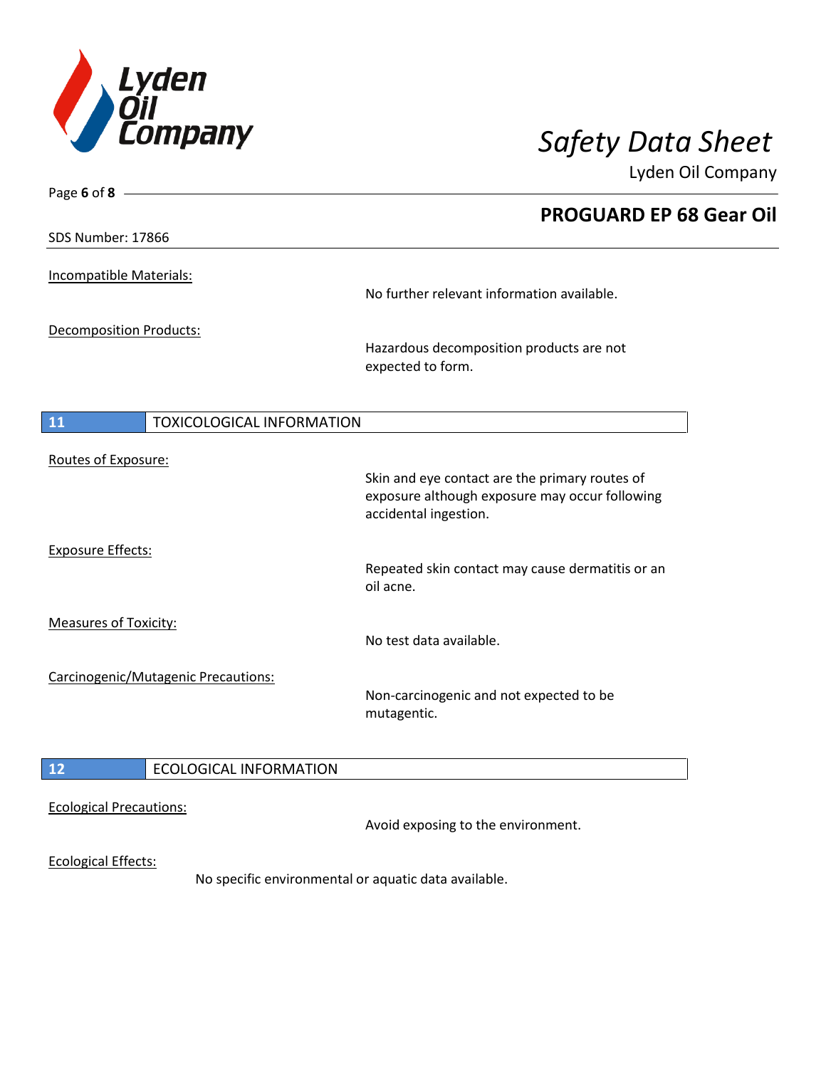Incompatible Materials:

No further relevant information available.

Decomposition Products:

Hazardous decomposition products are not expected to form.

## 11 TOXICOLOGICAL INFORMATION

Routes of Exposure:

Skin and eye contact are the primary routes of exposure although exposure may occur following accidental ingestion.

Exposure Effects:

Repeated skin contact may cause dermatitis or an oil acne.

Measures of Toxicity:

No test data available.

Carcinogenic/Mutagenic Precautions:

Non-carcinogenic and not expected to be mutagentic.

## 12 ECOLOGICAL INFORMATION

Ecological Precautions:

Avoid exposing to the environment.

Ecological Effects:

No specific environmental or aquatic data available.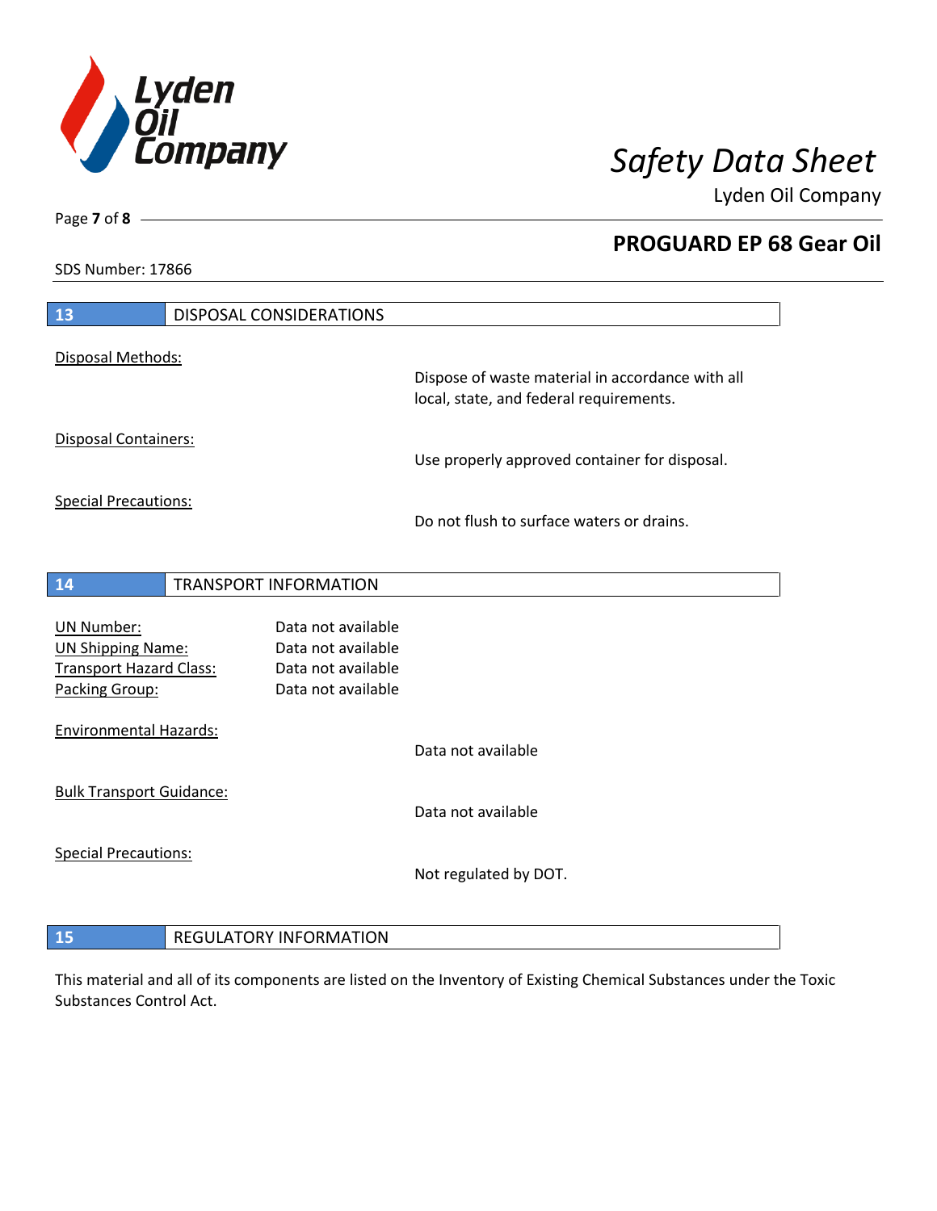## 13 DISPOSAL CONSIDERATIONS

Disposal Methods:

Dispose of waste material in accordance with all local, state, and federal requirements.

Disposal Containers:

Use properly approved container for disposal.

Special Precautions:

Do not flush to surface waters or drains.

## 14 TRANSPORT INFORMATION

UN Number: Data not available
UN Shipping Name: Data not available
Transport Hazard Class: Data not available
Packing Group: Data not available

Environmental Hazards:

Data not available

Bulk Transport Guidance:

Data not available

Special Precautions:

Not regulated by DOT.

## 15 REGULATORY INFORMATION

This material and all of its components are listed on the Inventory of Existing Chemical Substances under the Toxic Substances Control Act.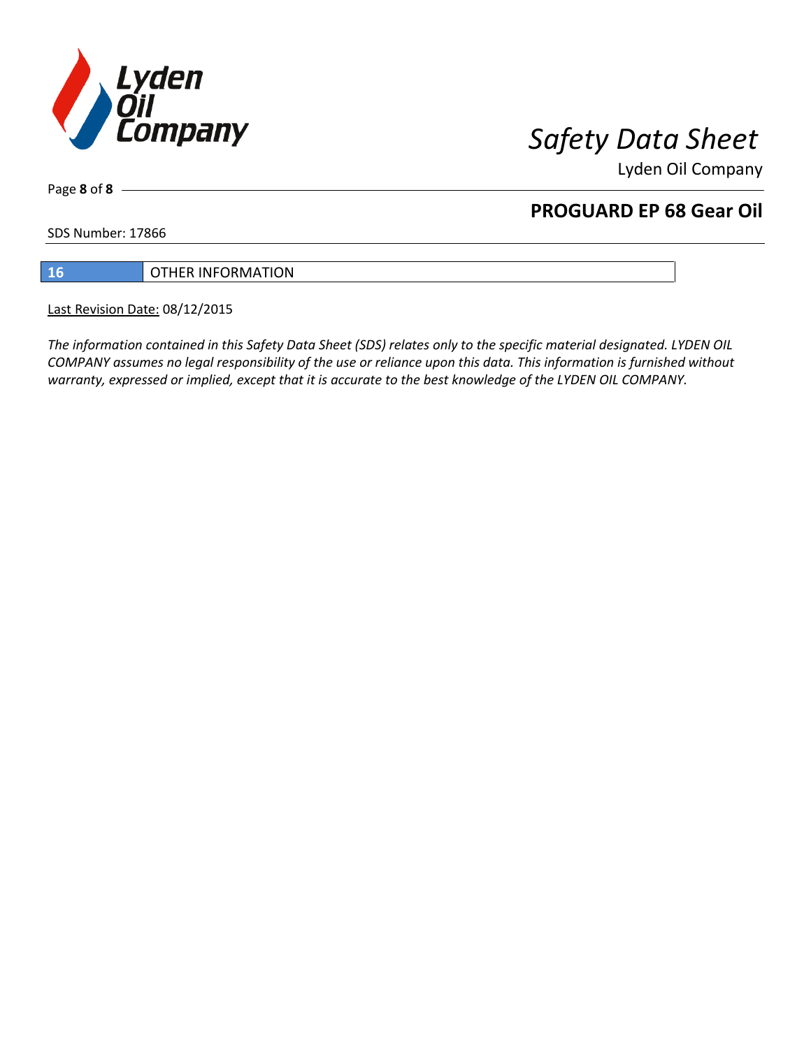## 16 OTHER INFORMATION

Last Revision Date: 08/12/2015

*The information contained in this Safety Data Sheet (SDS) relates only to the specific material designated. LYDEN OIL COMPANY assumes no legal responsibility of the use or reliance upon this data. This information is furnished without warranty, expressed or implied, except that it is accurate to the best knowledge of the LYDEN OIL COMPANY.*